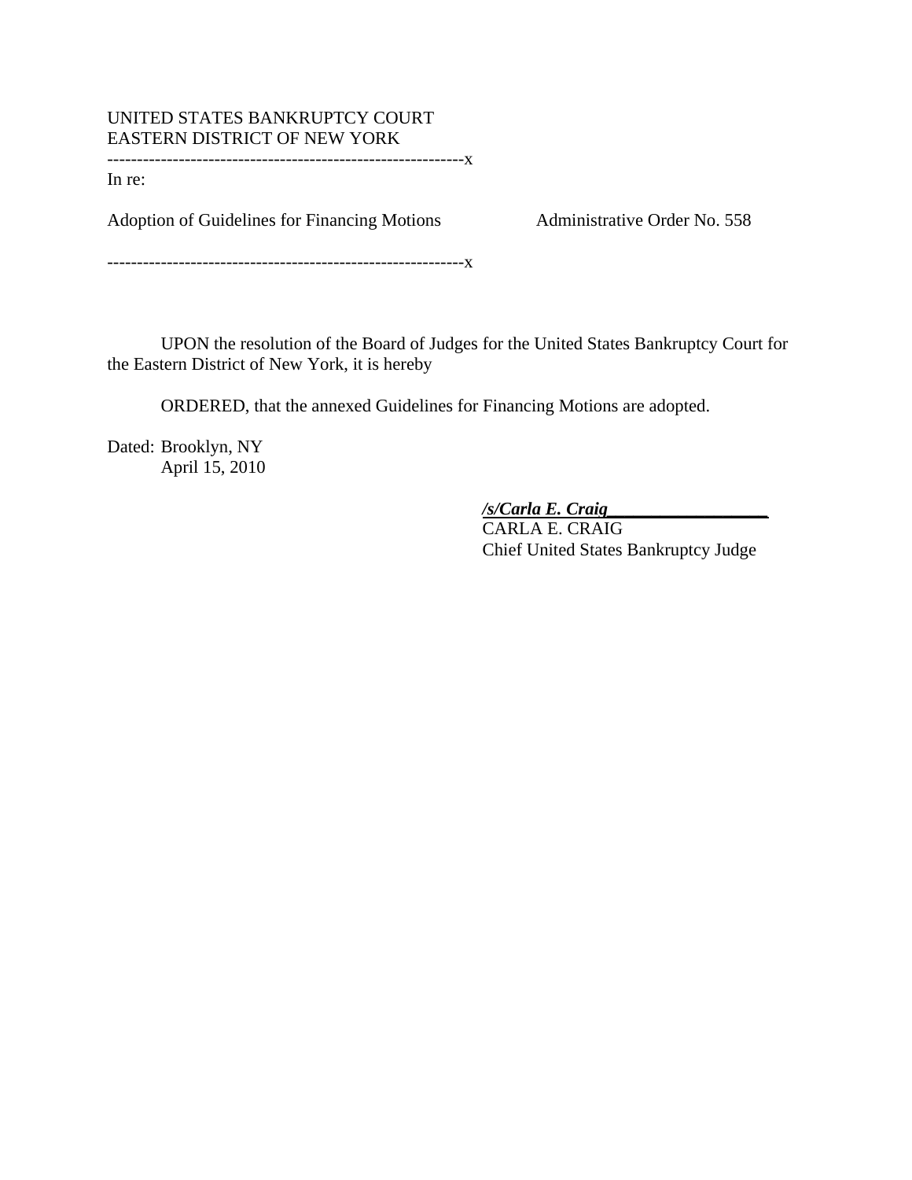UNITED STATES BANKRUPTCY COURT
EASTERN DISTRICT OF NEW YORK

------------------------------------------------------------x

In re:

Adoption of Guidelines for Financing Motions — Administrative Order No. 558

------------------------------------------------------------x

UPON the resolution of the Board of Judges for the United States Bankruptcy Court for the Eastern District of New York, it is hereby

ORDERED, that the annexed Guidelines for Financing Motions are adopted.

Dated: Brooklyn, NY
April 15, 2010

***/s/Carla E. Craig***
CARLA E. CRAIG
Chief United States Bankruptcy Judge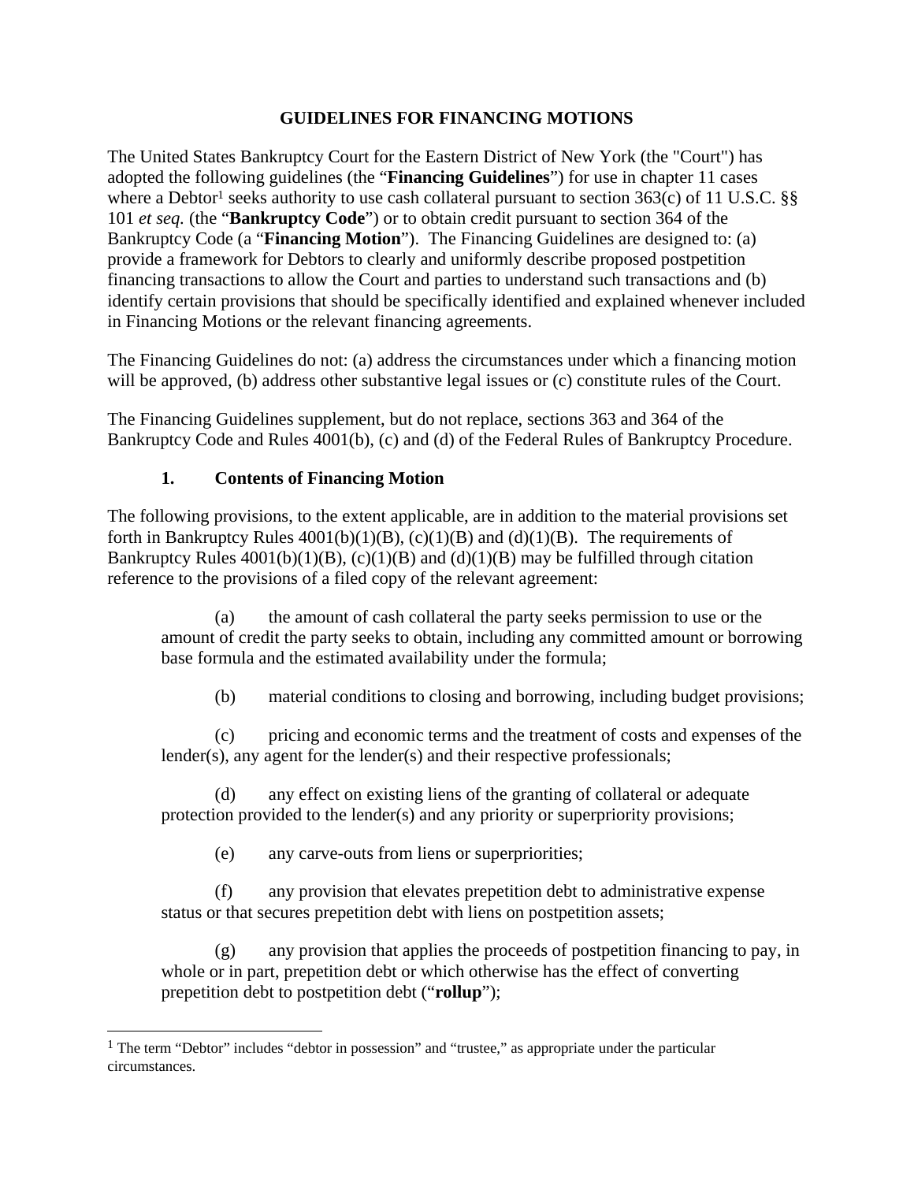# GUIDELINES FOR FINANCING MOTIONS

The United States Bankruptcy Court for the Eastern District of New York (the "Court") has adopted the following guidelines (the "**Financing Guidelines**") for use in chapter 11 cases where a Debtor[1] seeks authority to use cash collateral pursuant to section 363(c) of 11 U.S.C. §§ 101 *et seq.* (the "**Bankruptcy Code**") or to obtain credit pursuant to section 364 of the Bankruptcy Code (a "**Financing Motion**"). The Financing Guidelines are designed to: (a) provide a framework for Debtors to clearly and uniformly describe proposed postpetition financing transactions to allow the Court and parties to understand such transactions and (b) identify certain provisions that should be specifically identified and explained whenever included in Financing Motions or the relevant financing agreements.

The Financing Guidelines do not: (a) address the circumstances under which a financing motion will be approved, (b) address other substantive legal issues or (c) constitute rules of the Court.

The Financing Guidelines supplement, but do not replace, sections 363 and 364 of the Bankruptcy Code and Rules 4001(b), (c) and (d) of the Federal Rules of Bankruptcy Procedure.

## 1. Contents of Financing Motion

The following provisions, to the extent applicable, are in addition to the material provisions set forth in Bankruptcy Rules 4001(b)(1)(B), (c)(1)(B) and (d)(1)(B). The requirements of Bankruptcy Rules 4001(b)(1)(B), (c)(1)(B) and (d)(1)(B) may be fulfilled through citation reference to the provisions of a filed copy of the relevant agreement:

(a) the amount of cash collateral the party seeks permission to use or the amount of credit the party seeks to obtain, including any committed amount or borrowing base formula and the estimated availability under the formula;

(b) material conditions to closing and borrowing, including budget provisions;

(c) pricing and economic terms and the treatment of costs and expenses of the lender(s), any agent for the lender(s) and their respective professionals;

(d) any effect on existing liens of the granting of collateral or adequate protection provided to the lender(s) and any priority or superpriority provisions;

(e) any carve-outs from liens or superpriorities;

(f) any provision that elevates prepetition debt to administrative expense status or that secures prepetition debt with liens on postpetition assets;

(g) any provision that applies the proceeds of postpetition financing to pay, in whole or in part, prepetition debt or which otherwise has the effect of converting prepetition debt to postpetition debt ("**rollup**");

[1] The term "Debtor" includes "debtor in possession" and "trustee," as appropriate under the particular circumstances.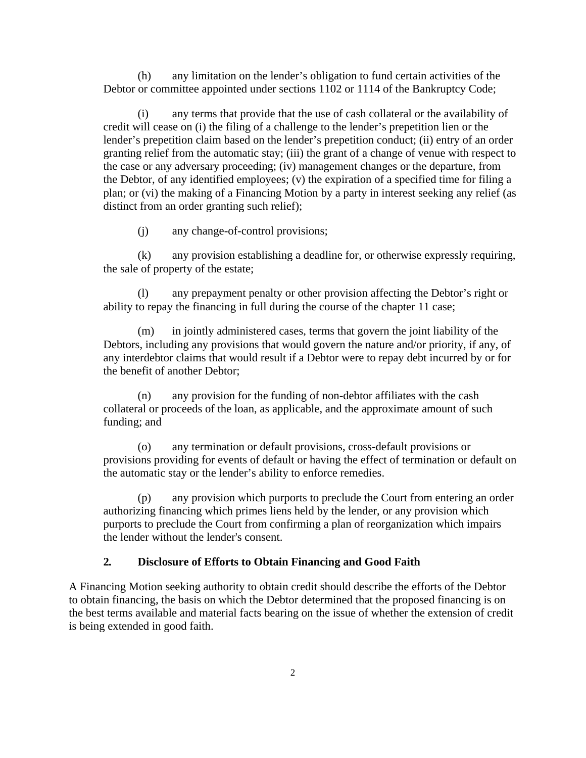(h) any limitation on the lender's obligation to fund certain activities of the Debtor or committee appointed under sections 1102 or 1114 of the Bankruptcy Code;

(i) any terms that provide that the use of cash collateral or the availability of credit will cease on (i) the filing of a challenge to the lender's prepetition lien or the lender's prepetition claim based on the lender's prepetition conduct; (ii) entry of an order granting relief from the automatic stay; (iii) the grant of a change of venue with respect to the case or any adversary proceeding; (iv) management changes or the departure, from the Debtor, of any identified employees; (v) the expiration of a specified time for filing a plan; or (vi) the making of a Financing Motion by a party in interest seeking any relief (as distinct from an order granting such relief);

(j) any change-of-control provisions;

(k) any provision establishing a deadline for, or otherwise expressly requiring, the sale of property of the estate;

(l) any prepayment penalty or other provision affecting the Debtor's right or ability to repay the financing in full during the course of the chapter 11 case;

(m) in jointly administered cases, terms that govern the joint liability of the Debtors, including any provisions that would govern the nature and/or priority, if any, of any interdebtor claims that would result if a Debtor were to repay debt incurred by or for the benefit of another Debtor;

(n) any provision for the funding of non-debtor affiliates with the cash collateral or proceeds of the loan, as applicable, and the approximate amount of such funding; and

(o) any termination or default provisions, cross-default provisions or provisions providing for events of default or having the effect of termination or default on the automatic stay or the lender's ability to enforce remedies.

(p) any provision which purports to preclude the Court from entering an order authorizing financing which primes liens held by the lender, or any provision which purports to preclude the Court from confirming a plan of reorganization which impairs the lender without the lender's consent.

## 2. Disclosure of Efforts to Obtain Financing and Good Faith

A Financing Motion seeking authority to obtain credit should describe the efforts of the Debtor to obtain financing, the basis on which the Debtor determined that the proposed financing is on the best terms available and material facts bearing on the issue of whether the extension of credit is being extended in good faith.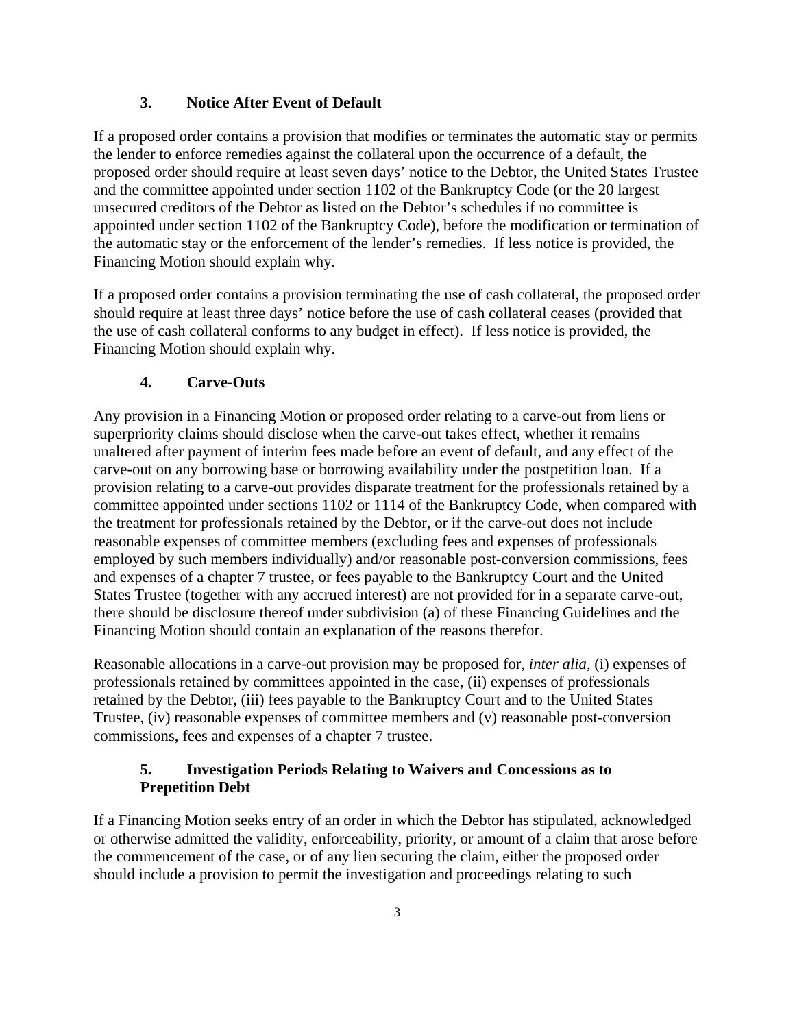### 3. Notice After Event of Default

If a proposed order contains a provision that modifies or terminates the automatic stay or permits the lender to enforce remedies against the collateral upon the occurrence of a default, the proposed order should require at least seven days' notice to the Debtor, the United States Trustee and the committee appointed under section 1102 of the Bankruptcy Code (or the 20 largest unsecured creditors of the Debtor as listed on the Debtor's schedules if no committee is appointed under section 1102 of the Bankruptcy Code), before the modification or termination of the automatic stay or the enforcement of the lender's remedies. If less notice is provided, the Financing Motion should explain why.

If a proposed order contains a provision terminating the use of cash collateral, the proposed order should require at least three days' notice before the use of cash collateral ceases (provided that the use of cash collateral conforms to any budget in effect). If less notice is provided, the Financing Motion should explain why.

### 4. Carve-Outs

Any provision in a Financing Motion or proposed order relating to a carve-out from liens or superpriority claims should disclose when the carve-out takes effect, whether it remains unaltered after payment of interim fees made before an event of default, and any effect of the carve-out on any borrowing base or borrowing availability under the postpetition loan. If a provision relating to a carve-out provides disparate treatment for the professionals retained by a committee appointed under sections 1102 or 1114 of the Bankruptcy Code, when compared with the treatment for professionals retained by the Debtor, or if the carve-out does not include reasonable expenses of committee members (excluding fees and expenses of professionals employed by such members individually) and/or reasonable post-conversion commissions, fees and expenses of a chapter 7 trustee, or fees payable to the Bankruptcy Court and the United States Trustee (together with any accrued interest) are not provided for in a separate carve-out, there should be disclosure thereof under subdivision (a) of these Financing Guidelines and the Financing Motion should contain an explanation of the reasons therefor.

Reasonable allocations in a carve-out provision may be proposed for, *inter alia*, (i) expenses of professionals retained by committees appointed in the case, (ii) expenses of professionals retained by the Debtor, (iii) fees payable to the Bankruptcy Court and to the United States Trustee, (iv) reasonable expenses of committee members and (v) reasonable post-conversion commissions, fees and expenses of a chapter 7 trustee.

### 5. Investigation Periods Relating to Waivers and Concessions as to Prepetition Debt

If a Financing Motion seeks entry of an order in which the Debtor has stipulated, acknowledged or otherwise admitted the validity, enforceability, priority, or amount of a claim that arose before the commencement of the case, or of any lien securing the claim, either the proposed order should include a provision to permit the investigation and proceedings relating to such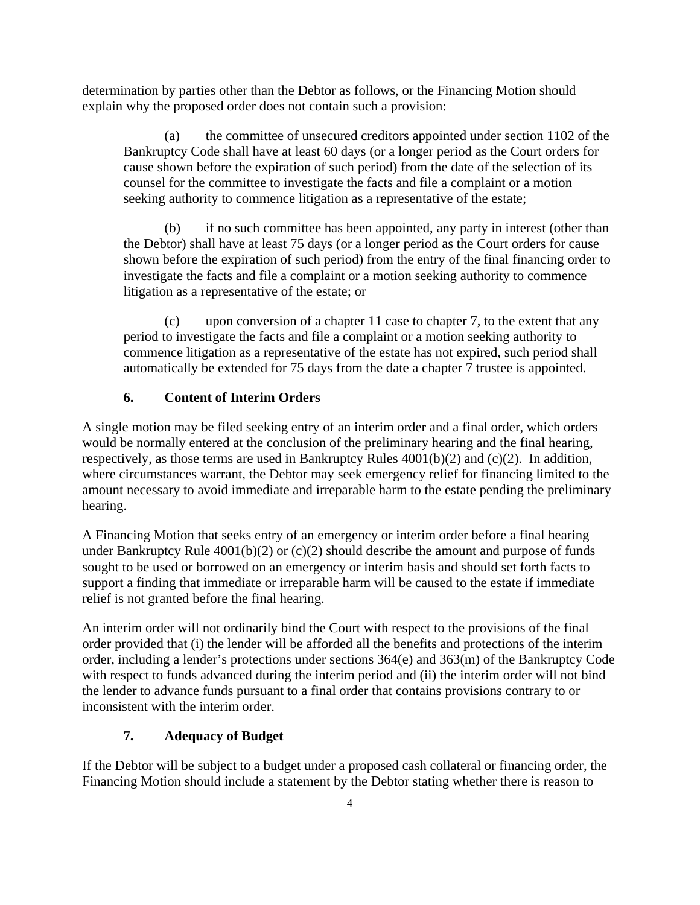determination by parties other than the Debtor as follows, or the Financing Motion should explain why the proposed order does not contain such a provision:

> (a) the committee of unsecured creditors appointed under section 1102 of the Bankruptcy Code shall have at least 60 days (or a longer period as the Court orders for cause shown before the expiration of such period) from the date of the selection of its counsel for the committee to investigate the facts and file a complaint or a motion seeking authority to commence litigation as a representative of the estate;
>
> (b) if no such committee has been appointed, any party in interest (other than the Debtor) shall have at least 75 days (or a longer period as the Court orders for cause shown before the expiration of such period) from the entry of the final financing order to investigate the facts and file a complaint or a motion seeking authority to commence litigation as a representative of the estate; or
>
> (c) upon conversion of a chapter 11 case to chapter 7, to the extent that any period to investigate the facts and file a complaint or a motion seeking authority to commence litigation as a representative of the estate has not expired, such period shall automatically be extended for 75 days from the date a chapter 7 trustee is appointed.

### 6. Content of Interim Orders

A single motion may be filed seeking entry of an interim order and a final order, which orders would be normally entered at the conclusion of the preliminary hearing and the final hearing, respectively, as those terms are used in Bankruptcy Rules 4001(b)(2) and (c)(2). In addition, where circumstances warrant, the Debtor may seek emergency relief for financing limited to the amount necessary to avoid immediate and irreparable harm to the estate pending the preliminary hearing.

A Financing Motion that seeks entry of an emergency or interim order before a final hearing under Bankruptcy Rule 4001(b)(2) or (c)(2) should describe the amount and purpose of funds sought to be used or borrowed on an emergency or interim basis and should set forth facts to support a finding that immediate or irreparable harm will be caused to the estate if immediate relief is not granted before the final hearing.

An interim order will not ordinarily bind the Court with respect to the provisions of the final order provided that (i) the lender will be afforded all the benefits and protections of the interim order, including a lender's protections under sections 364(e) and 363(m) of the Bankruptcy Code with respect to funds advanced during the interim period and (ii) the interim order will not bind the lender to advance funds pursuant to a final order that contains provisions contrary to or inconsistent with the interim order.

### 7. Adequacy of Budget

If the Debtor will be subject to a budget under a proposed cash collateral or financing order, the Financing Motion should include a statement by the Debtor stating whether there is reason to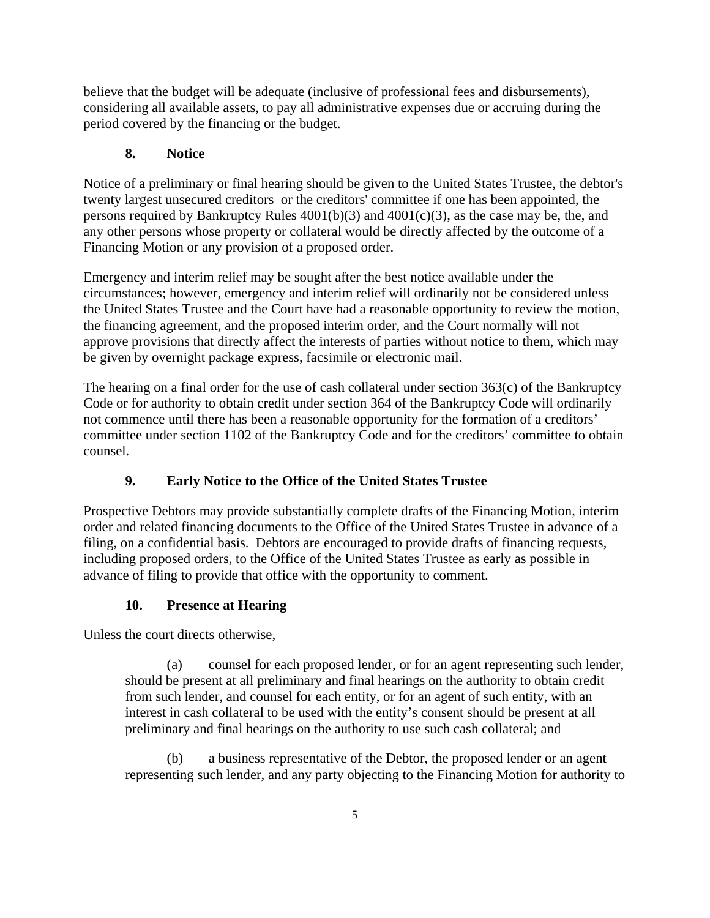believe that the budget will be adequate (inclusive of professional fees and disbursements), considering all available assets, to pay all administrative expenses due or accruing during the period covered by the financing or the budget.

### 8. Notice

Notice of a preliminary or final hearing should be given to the United States Trustee, the debtor's twenty largest unsecured creditors  or the creditors' committee if one has been appointed, the persons required by Bankruptcy Rules 4001(b)(3) and 4001(c)(3), as the case may be, the, and any other persons whose property or collateral would be directly affected by the outcome of a Financing Motion or any provision of a proposed order.

Emergency and interim relief may be sought after the best notice available under the circumstances; however, emergency and interim relief will ordinarily not be considered unless the United States Trustee and the Court have had a reasonable opportunity to review the motion, the financing agreement, and the proposed interim order, and the Court normally will not approve provisions that directly affect the interests of parties without notice to them, which may be given by overnight package express, facsimile or electronic mail.

The hearing on a final order for the use of cash collateral under section 363(c) of the Bankruptcy Code or for authority to obtain credit under section 364 of the Bankruptcy Code will ordinarily not commence until there has been a reasonable opportunity for the formation of a creditors' committee under section 1102 of the Bankruptcy Code and for the creditors' committee to obtain counsel.

### 9. Early Notice to the Office of the United States Trustee

Prospective Debtors may provide substantially complete drafts of the Financing Motion, interim order and related financing documents to the Office of the United States Trustee in advance of a filing, on a confidential basis.  Debtors are encouraged to provide drafts of financing requests, including proposed orders, to the Office of the United States Trustee as early as possible in advance of filing to provide that office with the opportunity to comment.

### 10. Presence at Hearing

Unless the court directs otherwise,

(a) counsel for each proposed lender, or for an agent representing such lender, should be present at all preliminary and final hearings on the authority to obtain credit from such lender, and counsel for each entity, or for an agent of such entity, with an interest in cash collateral to be used with the entity's consent should be present at all preliminary and final hearings on the authority to use such cash collateral; and

(b) a business representative of the Debtor, the proposed lender or an agent representing such lender, and any party objecting to the Financing Motion for authority to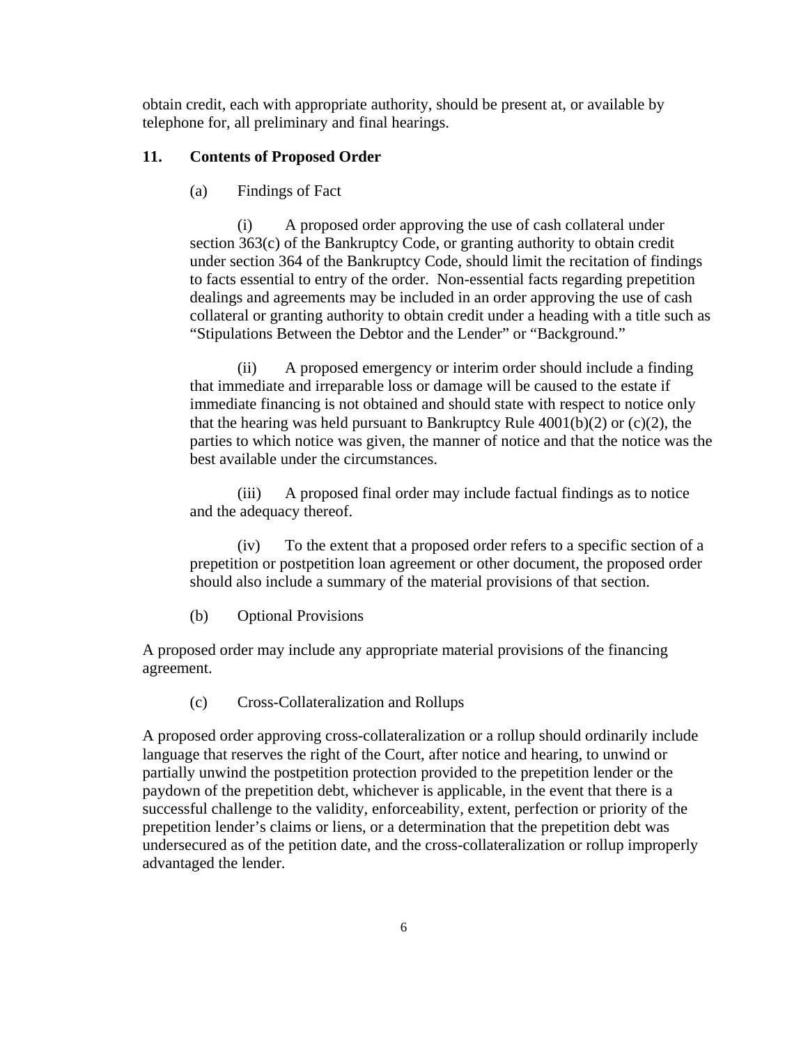obtain credit, each with appropriate authority, should be present at, or available by telephone for, all preliminary and final hearings.

### 11. Contents of Proposed Order

(a) Findings of Fact

(i) A proposed order approving the use of cash collateral under section 363(c) of the Bankruptcy Code, or granting authority to obtain credit under section 364 of the Bankruptcy Code, should limit the recitation of findings to facts essential to entry of the order. Non-essential facts regarding prepetition dealings and agreements may be included in an order approving the use of cash collateral or granting authority to obtain credit under a heading with a title such as "Stipulations Between the Debtor and the Lender" or "Background."

(ii) A proposed emergency or interim order should include a finding that immediate and irreparable loss or damage will be caused to the estate if immediate financing is not obtained and should state with respect to notice only that the hearing was held pursuant to Bankruptcy Rule 4001(b)(2) or (c)(2), the parties to which notice was given, the manner of notice and that the notice was the best available under the circumstances.

(iii) A proposed final order may include factual findings as to notice and the adequacy thereof.

(iv) To the extent that a proposed order refers to a specific section of a prepetition or postpetition loan agreement or other document, the proposed order should also include a summary of the material provisions of that section.

(b) Optional Provisions

A proposed order may include any appropriate material provisions of the financing agreement.

(c) Cross-Collateralization and Rollups

A proposed order approving cross-collateralization or a rollup should ordinarily include language that reserves the right of the Court, after notice and hearing, to unwind or partially unwind the postpetition protection provided to the prepetition lender or the paydown of the prepetition debt, whichever is applicable, in the event that there is a successful challenge to the validity, enforceability, extent, perfection or priority of the prepetition lender's claims or liens, or a determination that the prepetition debt was undersecured as of the petition date, and the cross-collateralization or rollup improperly advantaged the lender.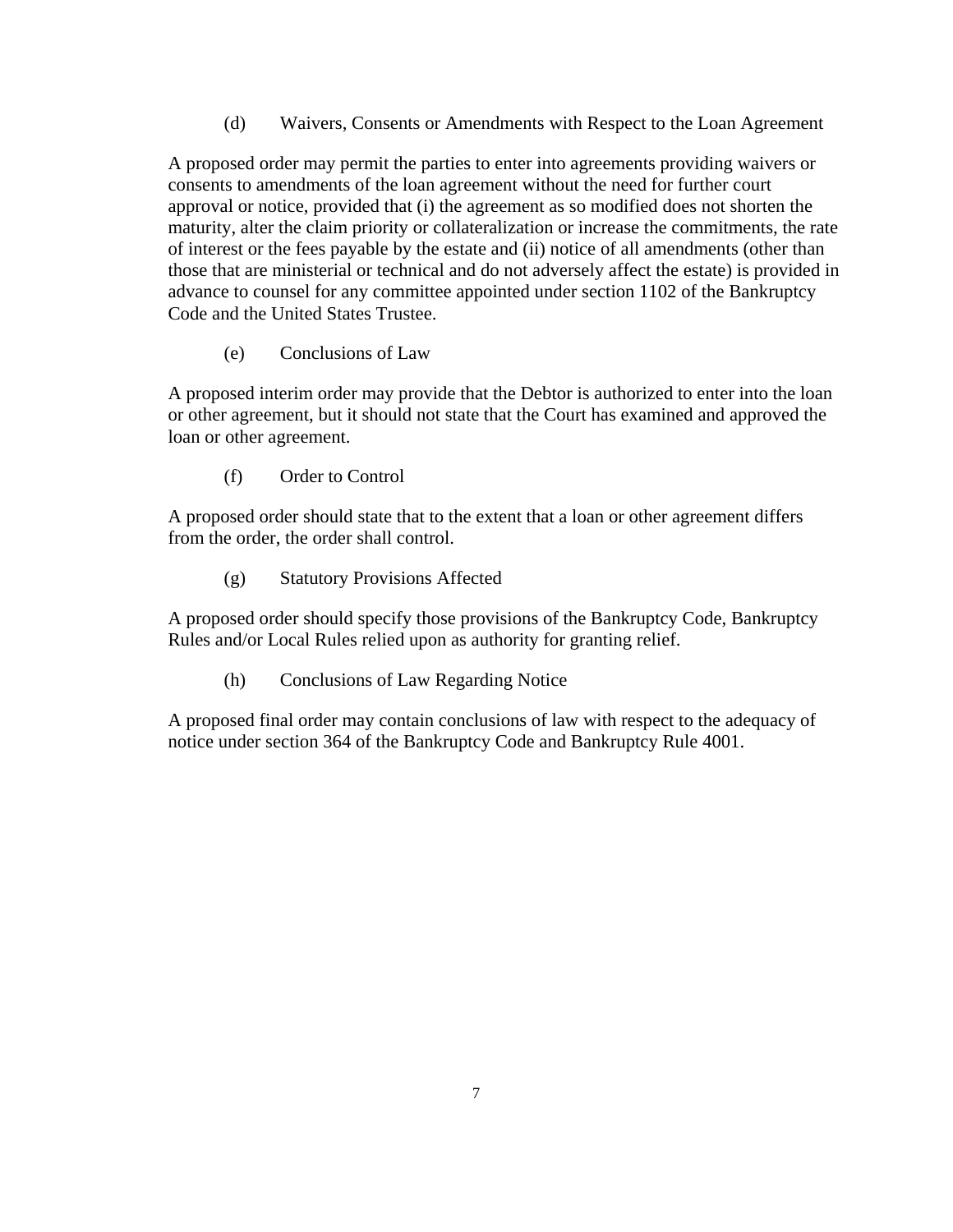(d) Waivers, Consents or Amendments with Respect to the Loan Agreement

A proposed order may permit the parties to enter into agreements providing waivers or consents to amendments of the loan agreement without the need for further court approval or notice, provided that (i) the agreement as so modified does not shorten the maturity, alter the claim priority or collateralization or increase the commitments, the rate of interest or the fees payable by the estate and (ii) notice of all amendments (other than those that are ministerial or technical and do not adversely affect the estate) is provided in advance to counsel for any committee appointed under section 1102 of the Bankruptcy Code and the United States Trustee.

(e) Conclusions of Law

A proposed interim order may provide that the Debtor is authorized to enter into the loan or other agreement, but it should not state that the Court has examined and approved the loan or other agreement.

(f) Order to Control

A proposed order should state that to the extent that a loan or other agreement differs from the order, the order shall control.

(g) Statutory Provisions Affected

A proposed order should specify those provisions of the Bankruptcy Code, Bankruptcy Rules and/or Local Rules relied upon as authority for granting relief.

(h) Conclusions of Law Regarding Notice

A proposed final order may contain conclusions of law with respect to the adequacy of notice under section 364 of the Bankruptcy Code and Bankruptcy Rule 4001.